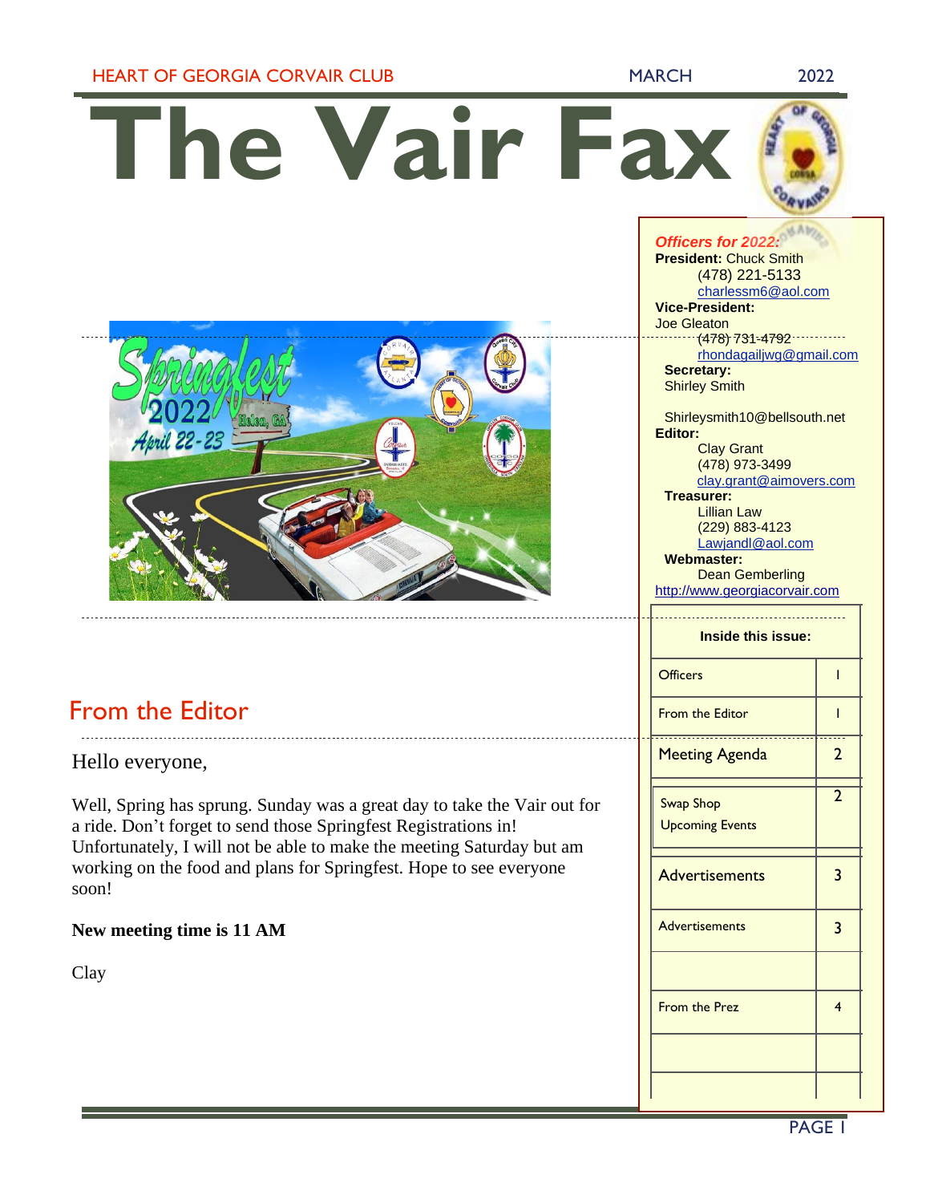# The Vair Fax

HEART OF GEORGIA CORVAIR CLUB — MARCH 2022

***Officers for 2022:***

**President:** Chuck Smith
(478) 221-5133
charlessm6@aol.com

**Vice-President:**
Joe Gleaton
(478) 731-4792
rhondagailjwg@gmail.com

**Secretary:**
Shirley Smith

Shirleysmith10@bellsouth.net

**Editor:**
Clay Grant
(478) 973-3499
clay.grant@aimovers.com

**Treasurer:**
Lillian Law
(229) 883-4123
Lawjandl@aol.com

**Webmaster:**
Dean Gemberling
http://www.georgiacorvair.com

| Inside this issue: | |
|---|---|
| Officers | 1 |
| From the Editor | 1 |
| Meeting Agenda | 2 |
| Swap Shop<br>Upcoming Events | 2 |
| Advertisements | 3 |
| Advertisements | 3 |
| | |
| From the Prez | 4 |
| | |
| | |

## From the Editor

Hello everyone,

Well, Spring has sprung. Sunday was a great day to take the Vair out for a ride. Don't forget to send those Springfest Registrations in! Unfortunately, I will not be able to make the meeting Saturday but am working on the food and plans for Springfest. Hope to see everyone soon!

**New meeting time is 11 AM**

Clay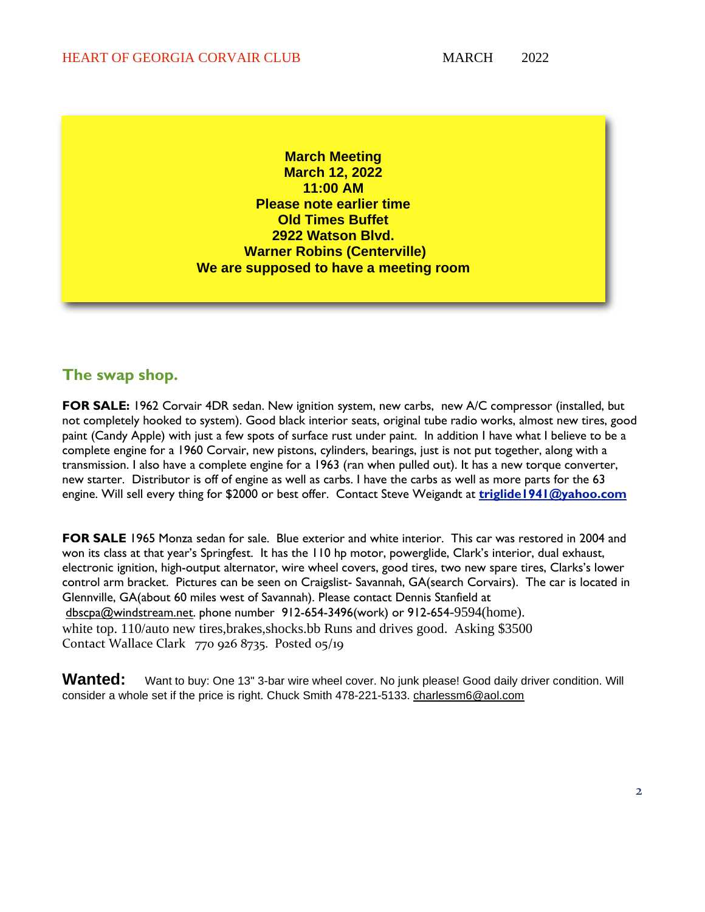**March Meeting**
**March 12, 2022**
**11:00 AM**
**Please note earlier time**
**Old Times Buffet**
**2922 Watson Blvd.**
**Warner Robins (Centerville)**
**We are supposed to have a meeting room**

## The swap shop.

**FOR SALE:** 1962 Corvair 4DR sedan. New ignition system, new carbs, new A/C compressor (installed, but not completely hooked to system). Good black interior seats, original tube radio works, almost new tires, good paint (Candy Apple) with just a few spots of surface rust under paint. In addition I have what I believe to be a complete engine for a 1960 Corvair, new pistons, cylinders, bearings, just is not put together, along with a transmission. I also have a complete engine for a 1963 (ran when pulled out). It has a new torque converter, new starter. Distributor is off of engine as well as carbs. I have the carbs as well as more parts for the 63 engine. Will sell every thing for $2000 or best offer. Contact Steve Weigandt at **triglide1941@yahoo.com**

**FOR SALE** 1965 Monza sedan for sale. Blue exterior and white interior. This car was restored in 2004 and won its class at that year's Springfest. It has the 110 hp motor, powerglide, Clark's interior, dual exhaust, electronic ignition, high-output alternator, wire wheel covers, good tires, two new spare tires, Clarks's lower control arm bracket. Pictures can be seen on Craigslist- Savannah, GA(search Corvairs). The car is located in Glennville, GA(about 60 miles west of Savannah). Please contact Dennis Stanfield at dbscpa@windstream.net. phone number 912-654-3496(work) or 912-654-9594(home).
white top. 110/auto new tires,brakes,shocks.bb Runs and drives good. Asking $3500
Contact Wallace Clark 770 926 8735. Posted 05/19

**Wanted:** Want to buy: One 13" 3-bar wire wheel cover. No junk please! Good daily driver condition. Will consider a whole set if the price is right. Chuck Smith 478-221-5133. charlessm6@aol.com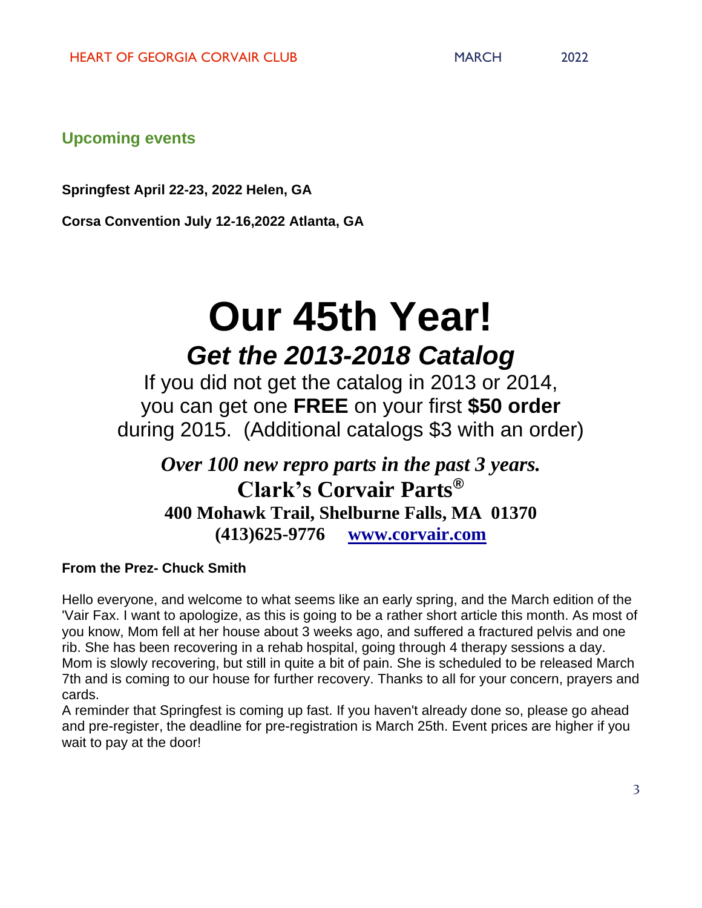## Upcoming events

**Springfest April 22-23, 2022 Helen, GA**

**Corsa Convention July 12-16,2022 Atlanta, GA**

# Our 45th Year!

## *Get the 2013-2018 Catalog*

If you did not get the catalog in 2013 or 2014, you can get one **FREE** on your first **$50 order** during 2015. (Additional catalogs $3 with an order)

***Over 100 new repro parts in the past 3 years.***

**Clark's Corvair Parts®**

**400 Mohawk Trail, Shelburne Falls, MA 01370**

**(413)625-9776 [www.corvair.com](http://www.corvair.com)**

### From the Prez- Chuck Smith

Hello everyone, and welcome to what seems like an early spring, and the March edition of the 'Vair Fax. I want to apologize, as this is going to be a rather short article this month. As most of you know, Mom fell at her house about 3 weeks ago, and suffered a fractured pelvis and one rib. She has been recovering in a rehab hospital, going through 4 therapy sessions a day. Mom is slowly recovering, but still in quite a bit of pain. She is scheduled to be released March 7th and is coming to our house for further recovery. Thanks to all for your concern, prayers and cards.

A reminder that Springfest is coming up fast. If you haven't already done so, please go ahead and pre-register, the deadline for pre-registration is March 25th. Event prices are higher if you wait to pay at the door!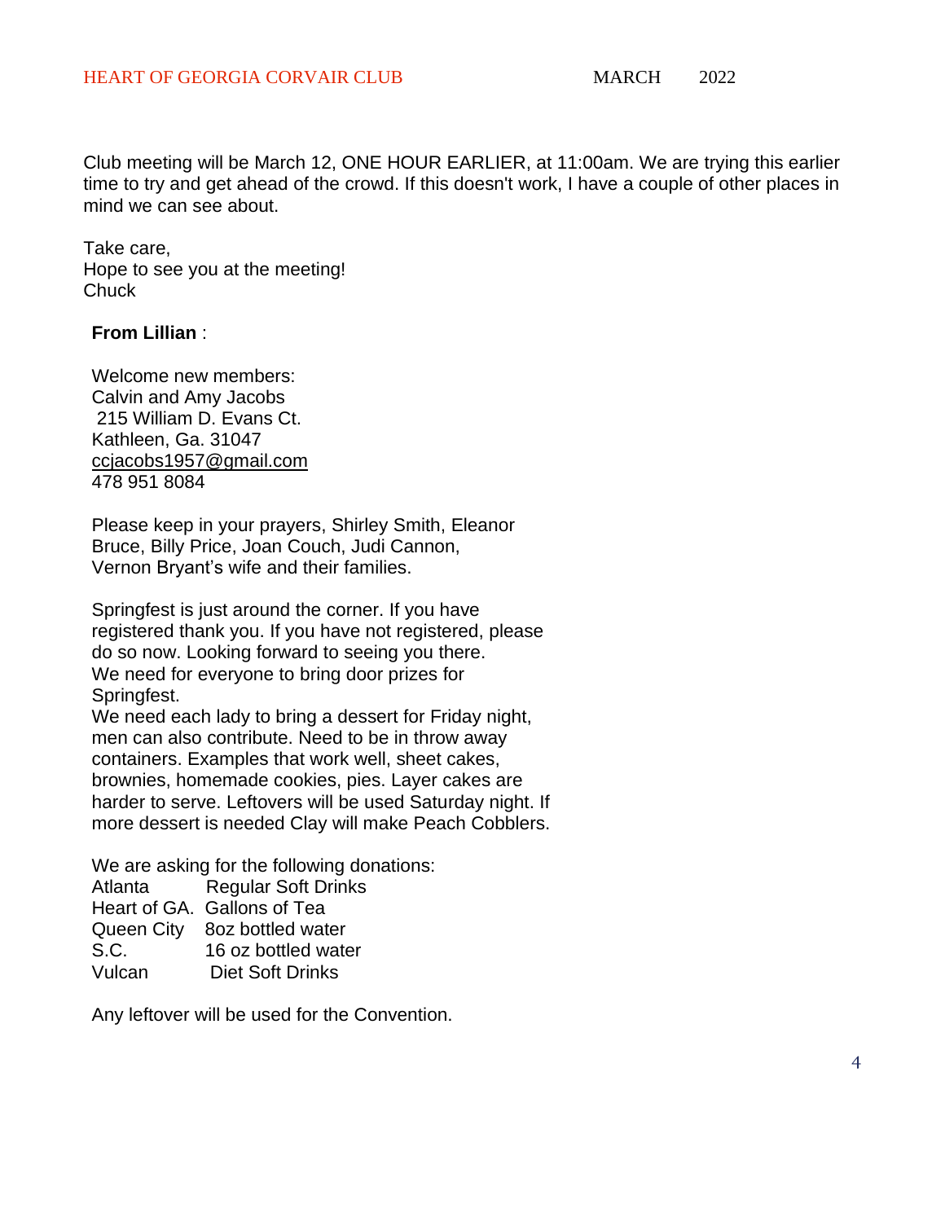Club meeting will be March 12, ONE HOUR EARLIER, at 11:00am. We are trying this earlier time to try and get ahead of the crowd. If this doesn't work, I have a couple of other places in mind we can see about.

Take care,
Hope to see you at the meeting!
Chuck

**From Lillian** :

Welcome new members:
Calvin and Amy Jacobs
215 William D. Evans Ct.
Kathleen, Ga. 31047
ccjacobs1957@gmail.com
478 951 8084

Please keep in your prayers, Shirley Smith, Eleanor Bruce, Billy Price, Joan Couch, Judi Cannon, Vernon Bryant's wife and their families.

Springfest is just around the corner. If you have registered thank you. If you have not registered, please do so now. Looking forward to seeing you there.
We need for everyone to bring door prizes for Springfest.
We need each lady to bring a dessert for Friday night, men can also contribute. Need to be in throw away containers. Examples that work well, sheet cakes, brownies, homemade cookies, pies. Layer cakes are harder to serve. Leftovers will be used Saturday night. If more dessert is needed Clay will make Peach Cobblers.

We are asking for the following donations:

| | |
|---|---|
| Atlanta | Regular Soft Drinks |
| Heart of GA. | Gallons of Tea |
| Queen City | 8oz bottled water |
| S.C. | 16 oz bottled water |
| Vulcan | Diet Soft Drinks |

Any leftover will be used for the Convention.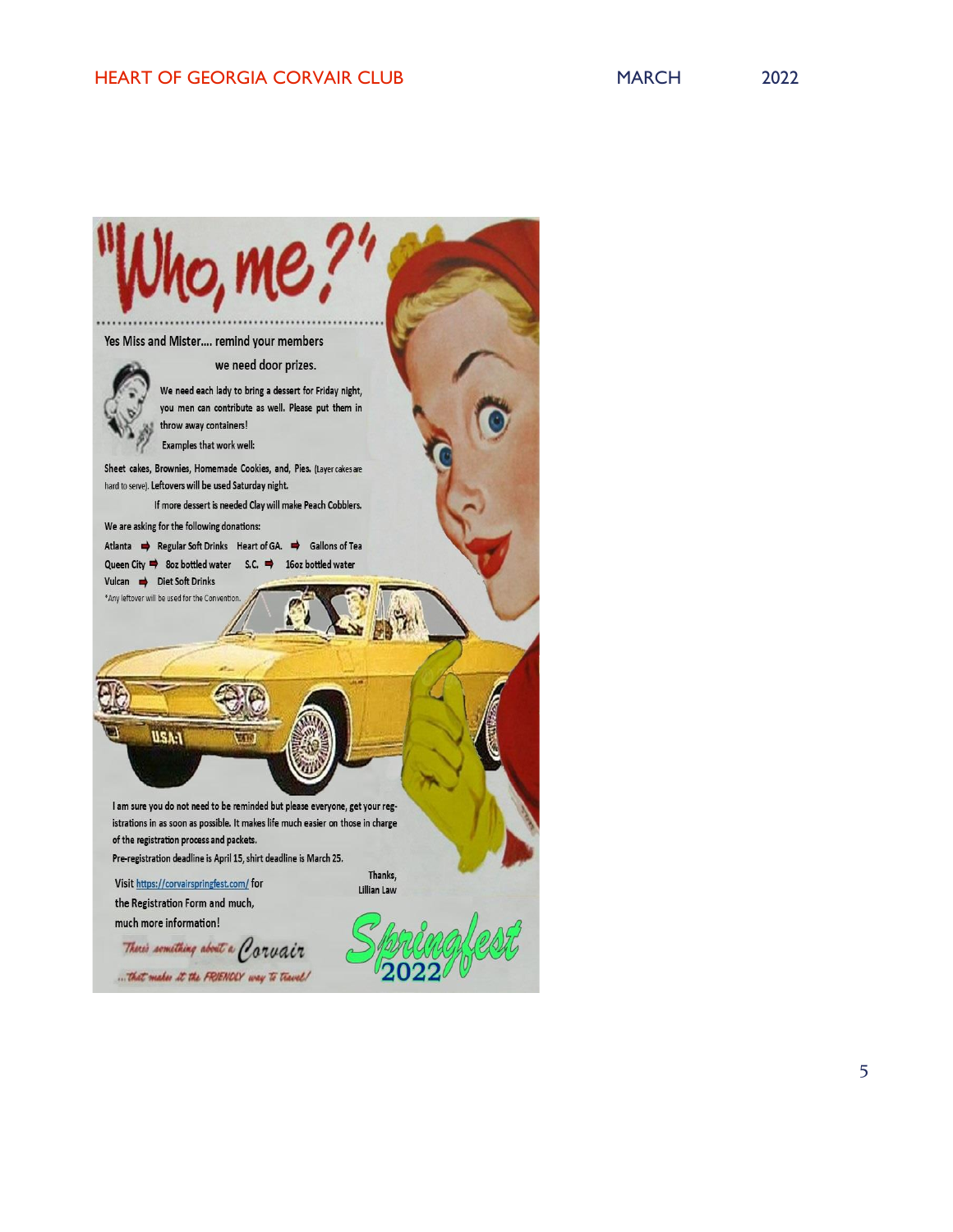# "Who, me?"

Yes Miss and Mister.... remind your members

we need door prizes.

We need each lady to bring a dessert for Friday night, you men can contribute as well. Please put them in throw away containers!

Examples that work well:

Sheet cakes, Brownies, Homemade Cookies, and, Pies. (Layer cakes are hard to serve). Leftovers will be used Saturday night.

If more dessert is needed Clay will make Peach Cobblers.

We are asking for the following donations:

- Atlanta ➡ Regular Soft Drinks
- Heart of GA. ➡ Gallons of Tea
- Queen City ➡ 8oz bottled water
- S.C. ➡ 16oz bottled water
- Vulcan ➡ Diet Soft Drinks

*Any leftover will be used for the Convention.

I am sure you do not need to be reminded but please everyone, get your registrations in as soon as possible. It makes life much easier on those in charge of the registration process and packets.

Pre-registration deadline is April 15, shirt deadline is March 25.

Thanks,
Lillian Law

Visit https://corvairspringfest.com/ for the Registration Form and much, much more information!

There's something about a Corvair ...that makes it the FRIENDLY way to Travel!

Springfest 2022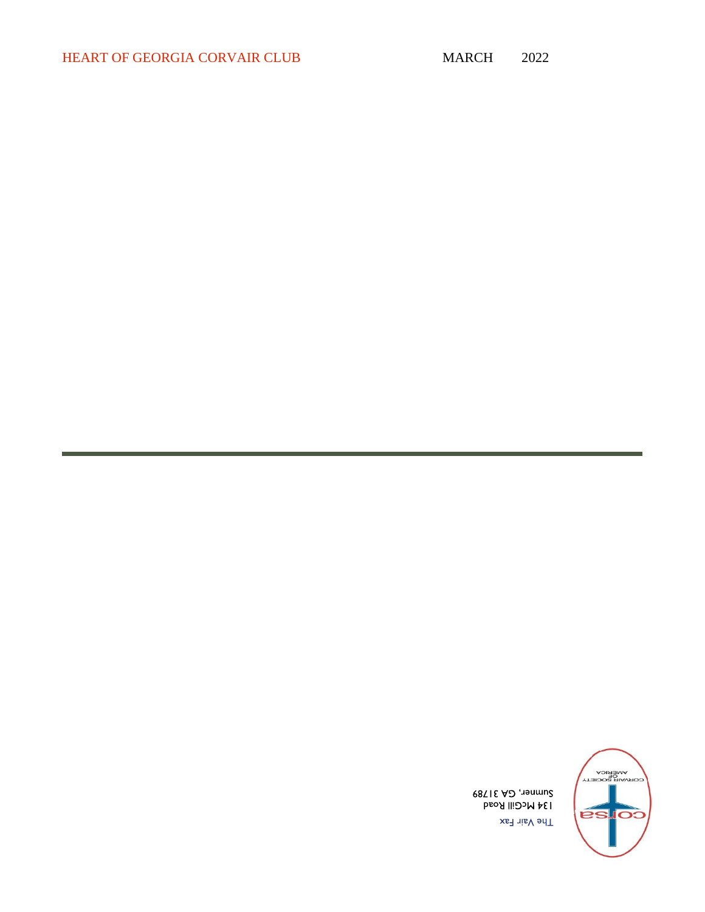HEART OF GEORGIA CORVAIR CLUB MARCH 2022

---

The Vair Fax
134 McGill Road
Sumner, GA 31789

CORVAIR SOCIETY OF AMERICA
corsa